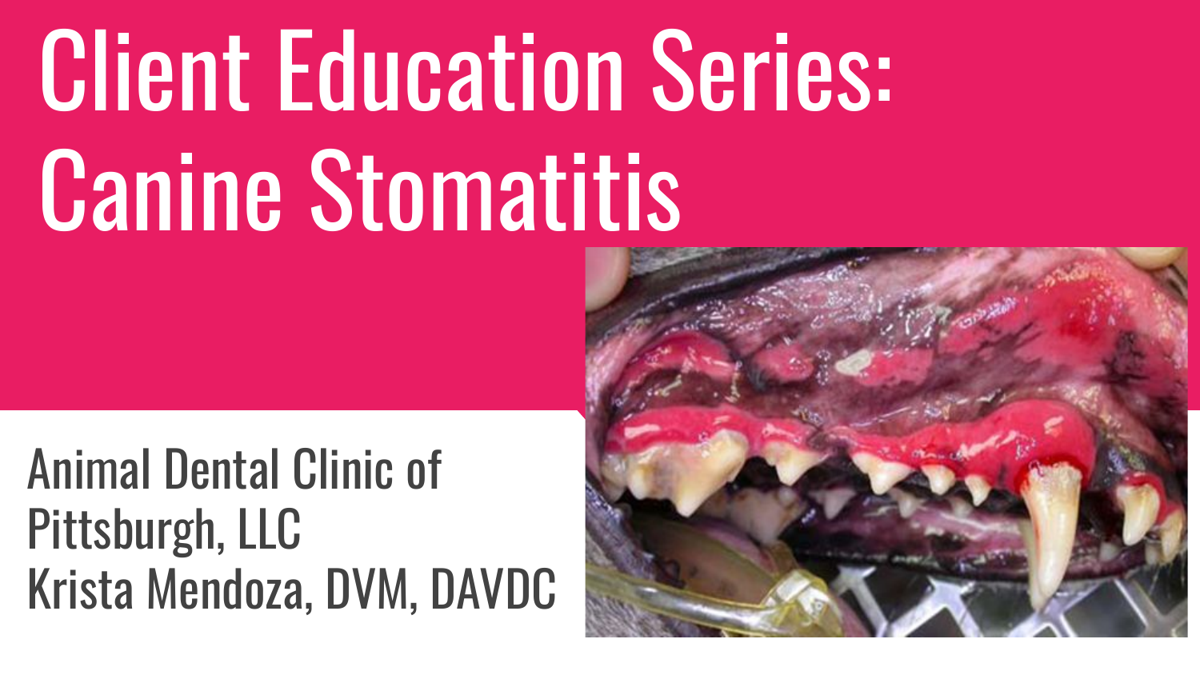# Client Education Series: Canine Stomatitis

Animal Dental Clinic of Pittsburgh, LLC
Krista Mendoza, DVM, DAVDC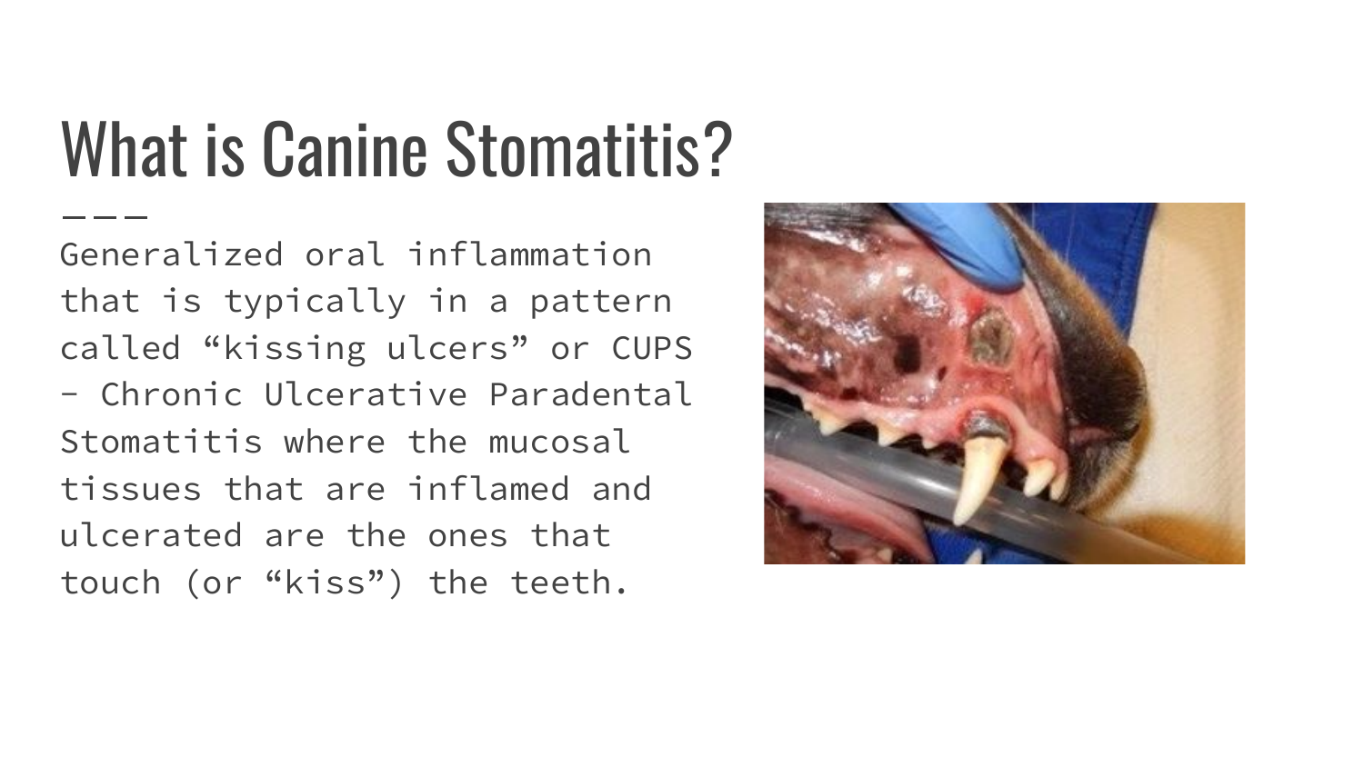# What is Canine Stomatitis?

Generalized oral inflammation that is typically in a pattern called “kissing ulcers” or CUPS - Chronic Ulcerative Paradental Stomatitis where the mucosal tissues that are inflamed and ulcerated are the ones that touch (or “kiss”) the teeth.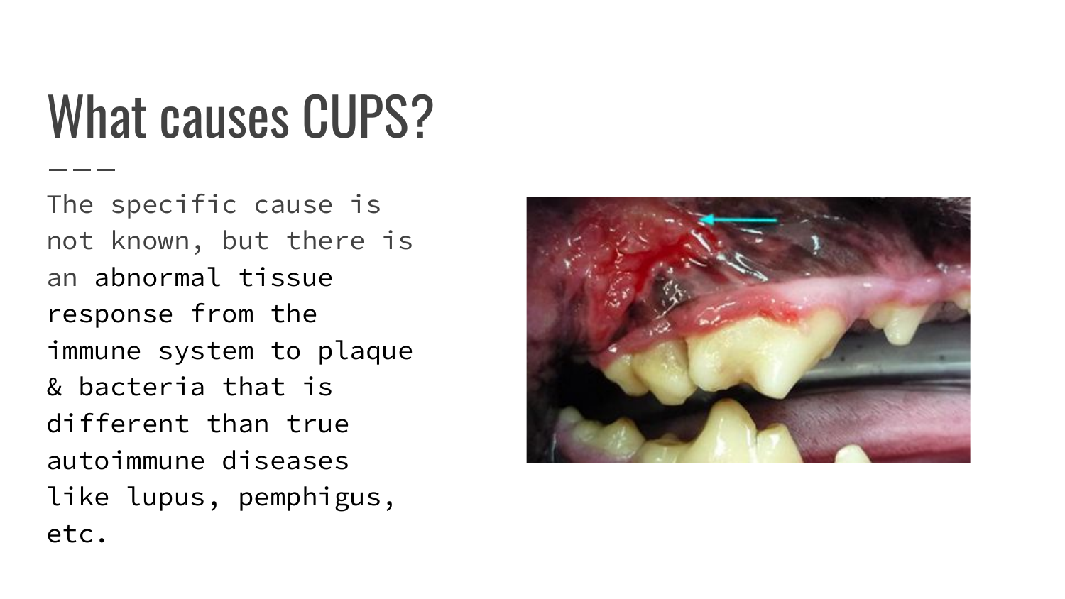# What causes CUPS?

---

The specific cause is not known, but there is an abnormal tissue response from the immune system to plaque & bacteria that is different than true autoimmune diseases like lupus, pemphigus, etc.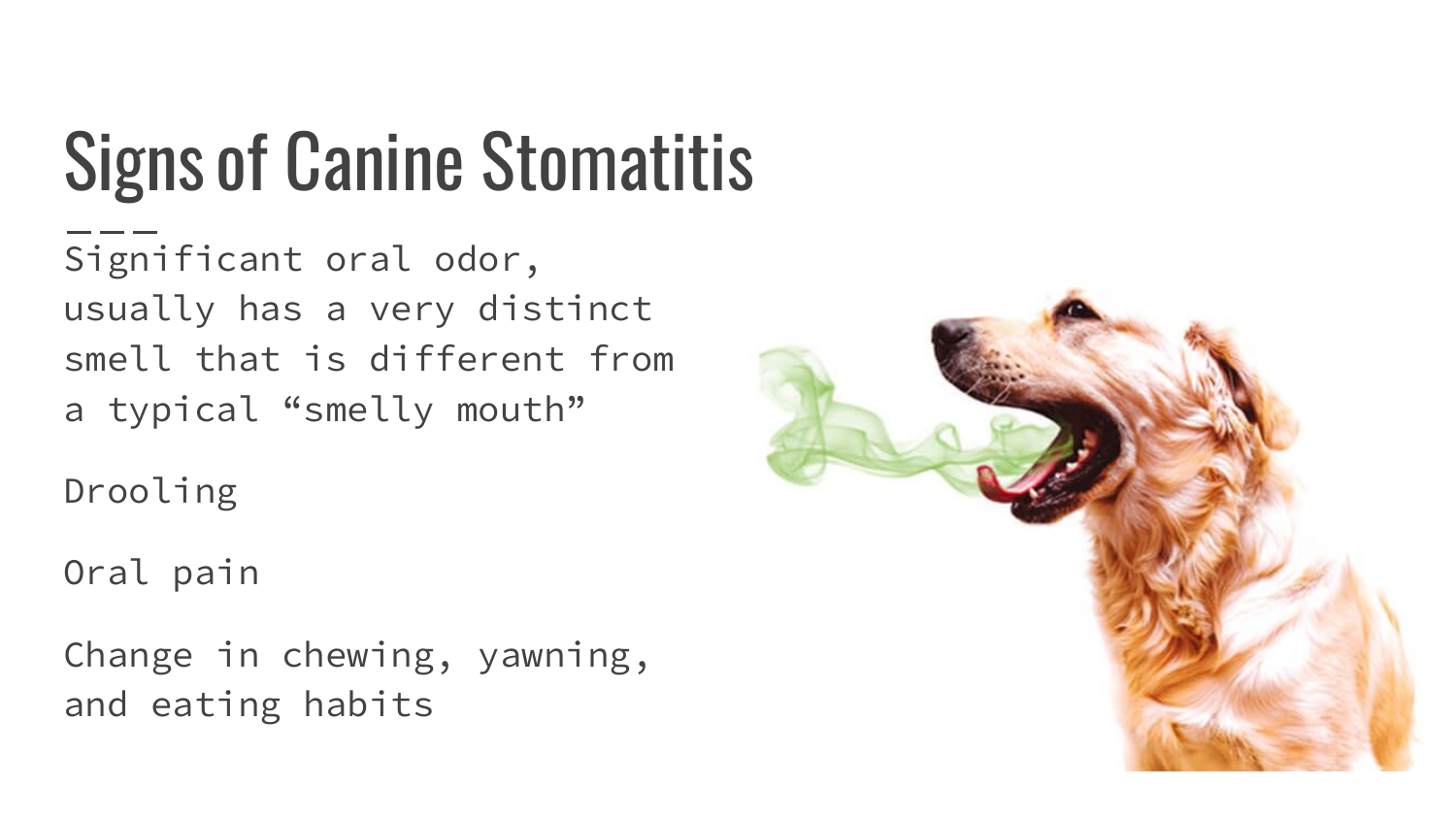# Signs of Canine Stomatitis

Significant oral odor, usually has a very distinct smell that is different from a typical “smelly mouth”

Drooling

Oral pain

Change in chewing, yawning, and eating habits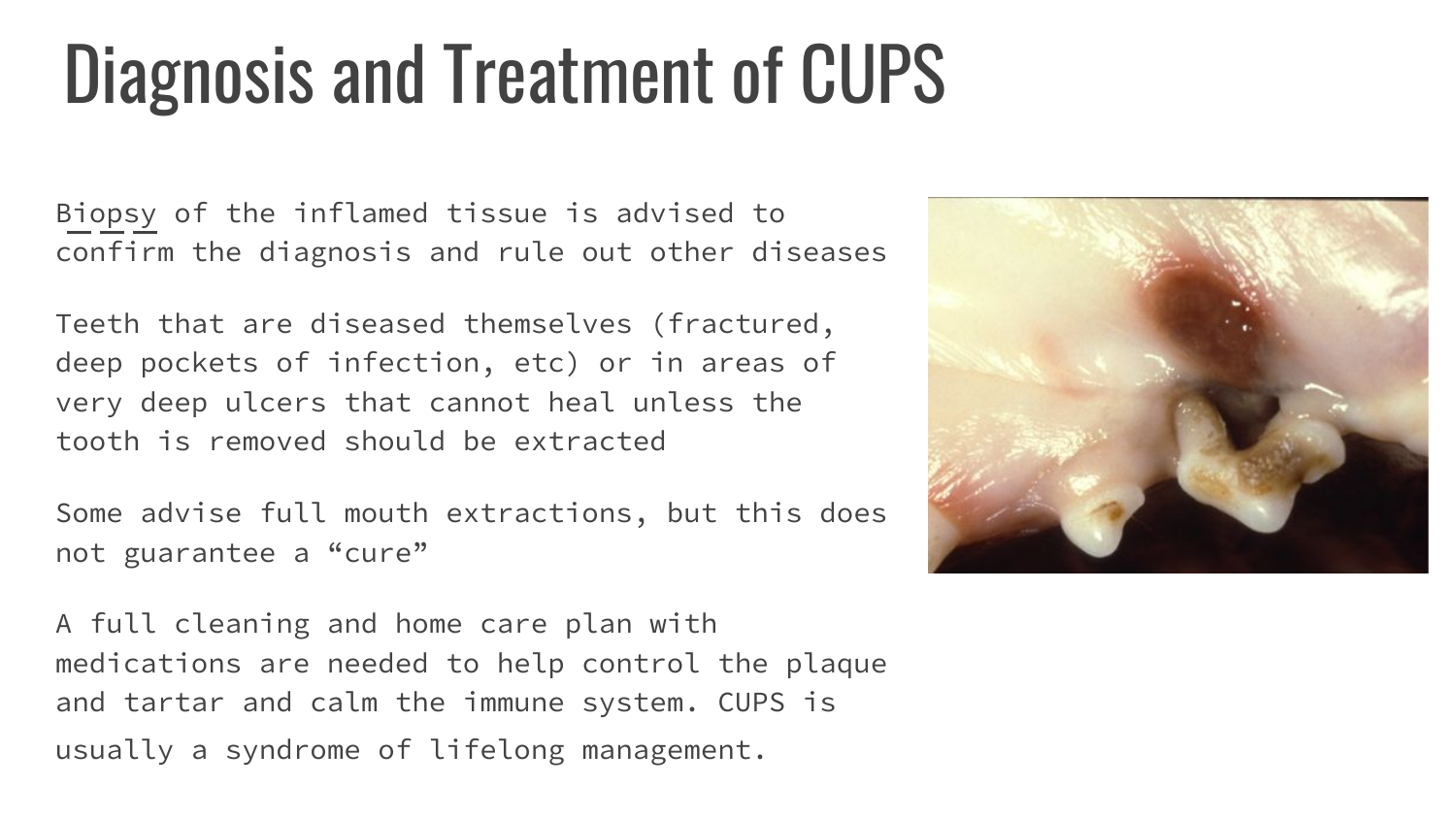# Diagnosis and Treatment of CUPS

Biopsy of the inflamed tissue is advised to confirm the diagnosis and rule out other diseases

Teeth that are diseased themselves (fractured, deep pockets of infection, etc) or in areas of very deep ulcers that cannot heal unless the tooth is removed should be extracted

Some advise full mouth extractions, but this does not guarantee a “cure”

A full cleaning and home care plan with medications are needed to help control the plaque and tartar and calm the immune system. CUPS is usually a syndrome of lifelong management.